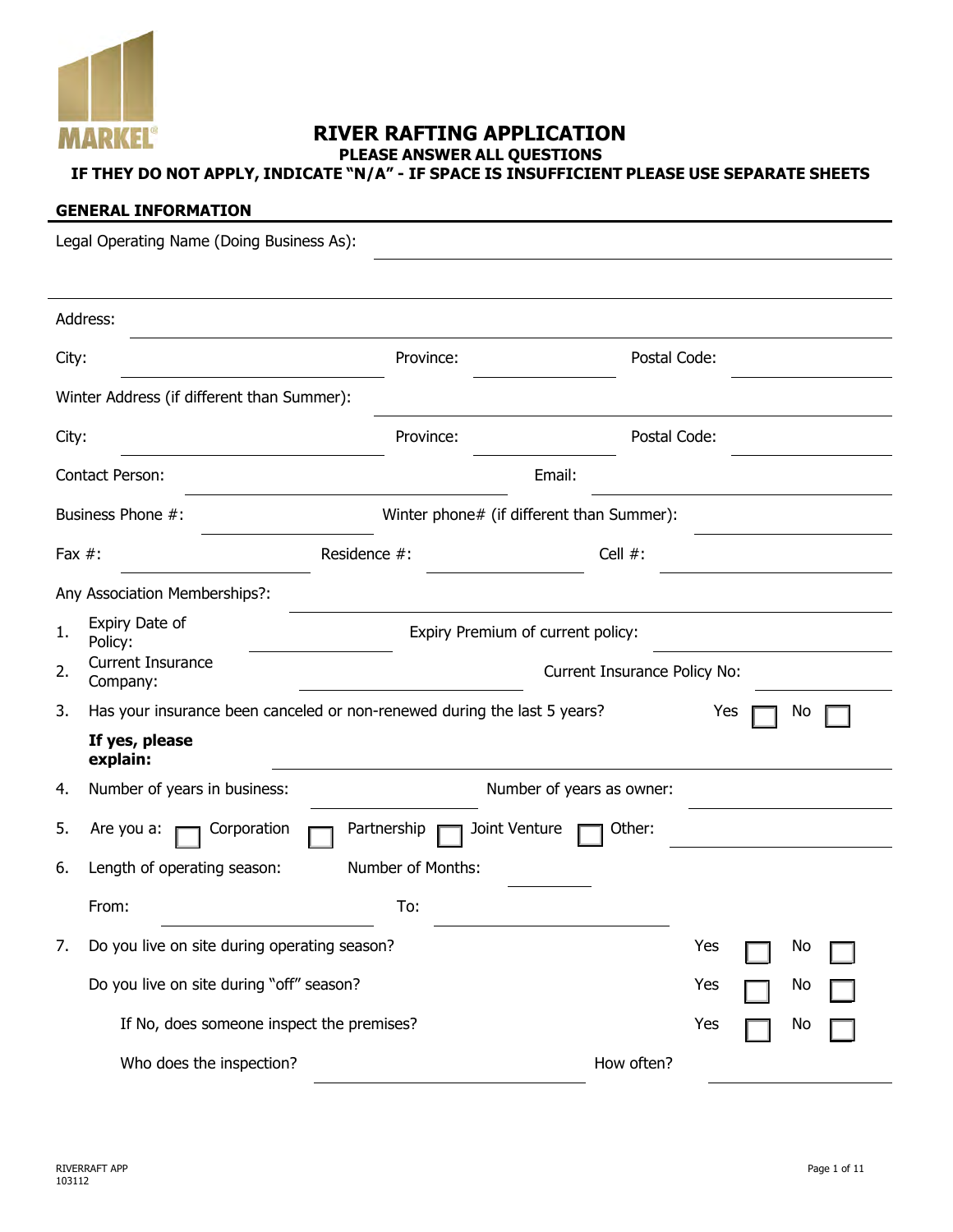MARKEL®

# RIVER RAFTING APPLICATION

**PLEASE ANSWER ALL QUESTIONS**

**IF THEY DO NOT APPLY, INDICATE "N/A" - IF SPACE IS INSUFFICIENT PLEASE USE SEPARATE SHEETS**

## GENERAL INFORMATION

Legal Operating Name (Doing Business As): ______________________________

______________________________

Address: ______________________________

City: ______________ Province: ______________ Postal Code: ______________

Winter Address (if different than Summer): ______________________________

City: ______________ Province: ______________ Postal Code: ______________

Contact Person: ______________ Email: ______________

Business Phone #: ______________ Winter phone# (if different than Summer): ______________

Fax #: ______________ Residence #: ______________ Cell #: ______________

Any Association Memberships?: ______________________________

1. Expiry Date of Policy: ______________ Expiry Premium of current policy: ______________
2. Current Insurance Company: ______________ Current Insurance Policy No: ______________
3. Has your insurance been canceled or non-renewed during the last 5 years? Yes ☐ No ☐

   **If yes, please explain:** ______________________________
4. Number of years in business: ______________ Number of years as owner: ______________
5. Are you a: ☐ Corporation ☐ Partnership ☐ Joint Venture ☐ Other: ______________
6. Length of operating season: Number of Months: ______________

   From: ______________ To: ______________
7. Do you live on site during operating season? Yes ☐ No ☐

   Do you live on site during "off" season? Yes ☐ No ☐

   If No, does someone inspect the premises? Yes ☐ No ☐

   Who does the inspection? ______________ How often? ______________

RIVERRAFT APP
103112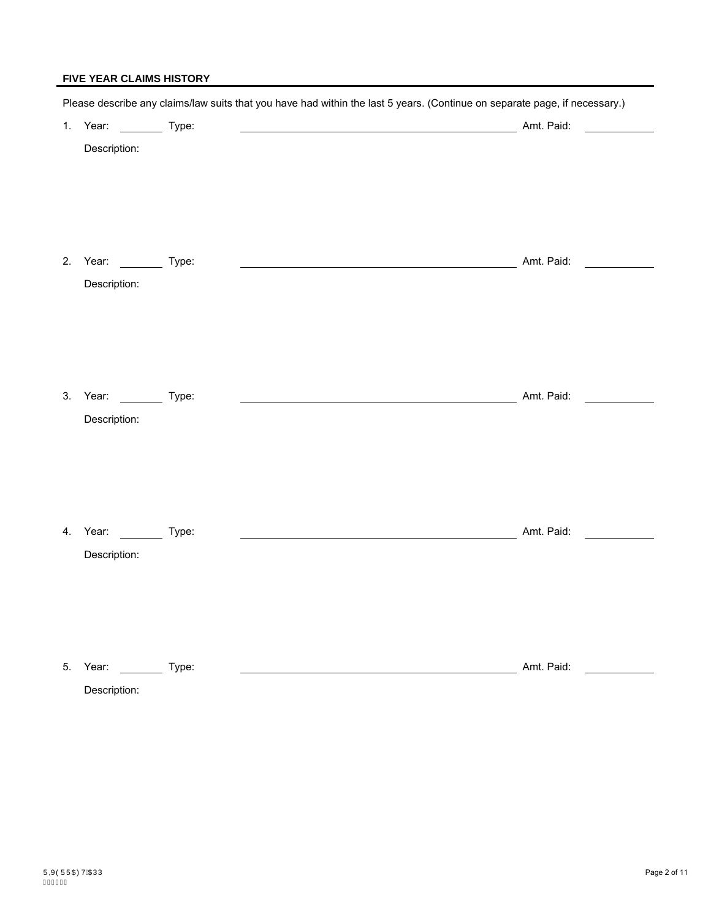## FIVE YEAR CLAIMS HISTORY

Please describe any claims/law suits that you have had within the last 5 years. (Continue on separate page, if necessary.)

1. Year: ________ Type: ______________________________________________ Amt. Paid: ____________

   Description:

2. Year: ________ Type: ______________________________________________ Amt. Paid: ____________

   Description:

3. Year: ________ Type: ______________________________________________ Amt. Paid: ____________

   Description:

4. Year: ________ Type: ______________________________________________ Amt. Paid: ____________

   Description:

5. Year: ________ Type: ______________________________________________ Amt. Paid: ____________

   Description: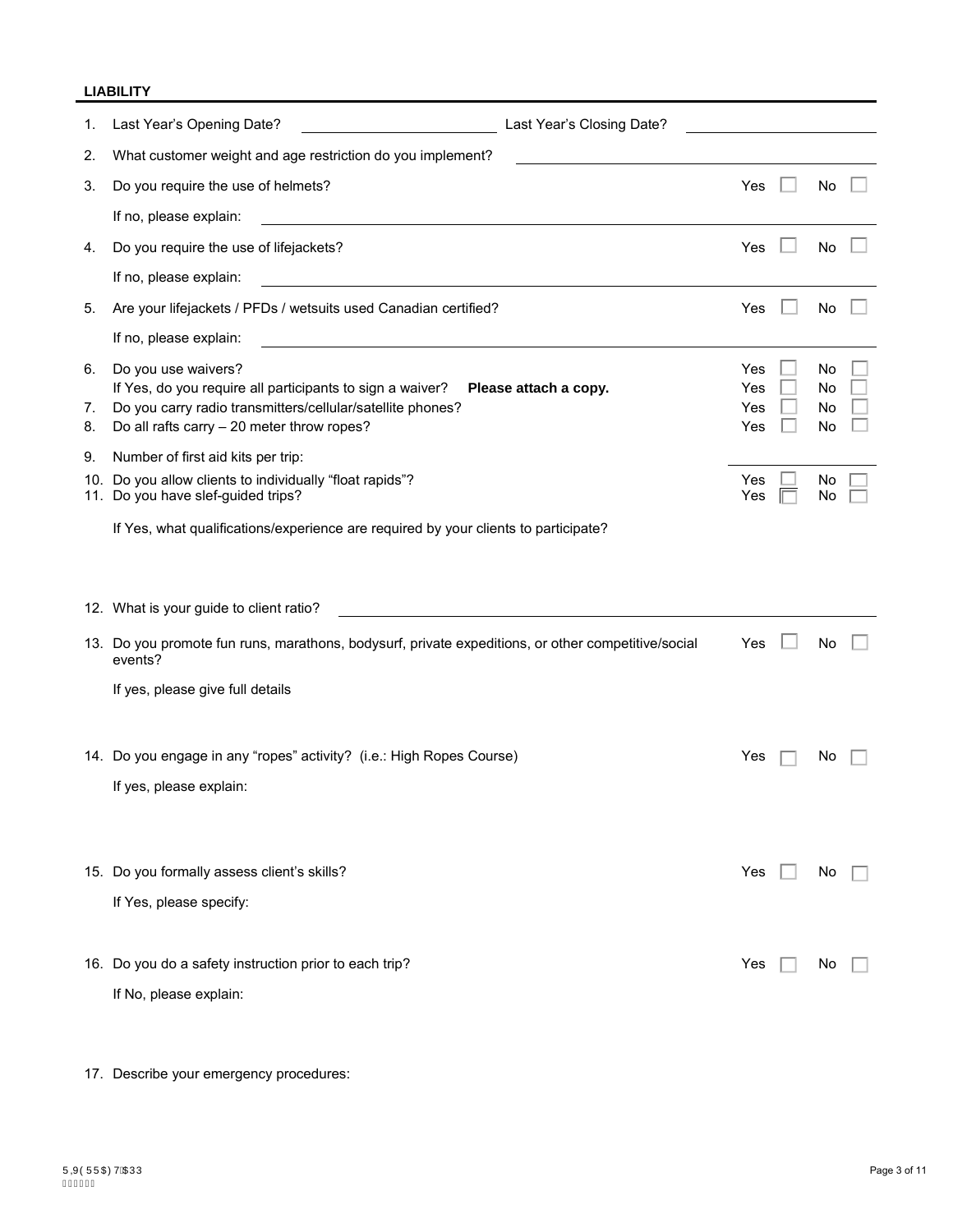**LIABILITY**

1. Last Year's Opening Date? ____________________ Last Year's Closing Date? ____________________
2. What customer weight and age restriction do you implement? ____________________
3. Do you require the use of helmets? Yes ☐ No ☐

   If no, please explain: ____________________
4. Do you require the use of lifejackets? Yes ☐ No ☐

   If no, please explain: ____________________
5. Are your lifejackets / PFDs / wetsuits used Canadian certified? Yes ☐ No ☐

   If no, please explain: ____________________
6. Do you use waivers? Yes ☐ No ☐

   If Yes, do you require all participants to sign a waiver? **Please attach a copy.** Yes ☐ No ☐
7. Do you carry radio transmitters/cellular/satellite phones? Yes ☐ No ☐
8. Do all rafts carry – 20 meter throw ropes? Yes ☐ No ☐
9. Number of first aid kits per trip: ____________________
10. Do you allow clients to individually "float rapids"? Yes ☐ No ☐
11. Do you have slef-guided trips? Yes ☐ No ☐

    If Yes, what qualifications/experience are required by your clients to participate?

12. What is your guide to client ratio? ____________________
13. Do you promote fun runs, marathons, bodysurf, private expeditions, or other competitive/social events? Yes ☐ No ☐

    If yes, please give full details

14. Do you engage in any "ropes" activity? (i.e.: High Ropes Course) Yes ☐ No ☐

    If yes, please explain:

15. Do you formally assess client's skills? Yes ☐ No ☐

    If Yes, please specify:

16. Do you do a safety instruction prior to each trip? Yes ☐ No ☐

    If No, please explain:

17. Describe your emergency procedures: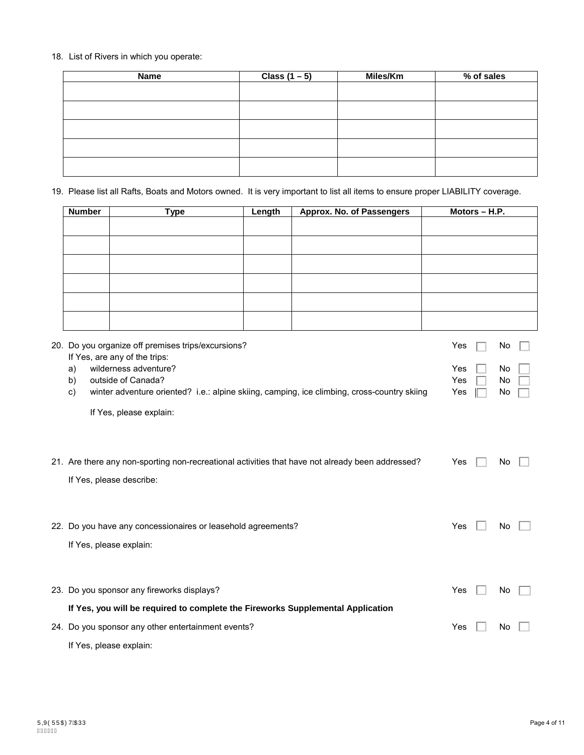18. List of Rivers in which you operate:

| Name | Class (1 – 5) | Miles/Km | % of sales |
|---|---|---|---|
| | | | |
| | | | |
| | | | |
| | | | |
| | | | |

19. Please list all Rafts, Boats and Motors owned. It is very important to list all items to ensure proper LIABILITY coverage.

| Number | Type | Length | Approx. No. of Passengers | Motors – H.P. |
|---|---|---|---|---|
| | | | | |
| | | | | |
| | | | | |
| | | | | |
| | | | | |
| | | | | |

20. Do you organize off premises trips/excursions? Yes ☐ No ☐

    If Yes, are any of the trips:

    a) wilderness adventure? Yes ☐ No ☐

    b) outside of Canada? Yes ☐ No ☐

    c) winter adventure oriented? i.e.: alpine skiing, camping, ice climbing, cross-country skiing Yes ☐ No ☐

    If Yes, please explain:

21. Are there any non-sporting non-recreational activities that have not already been addressed? Yes ☐ No ☐

    If Yes, please describe:

22. Do you have any concessionaires or leasehold agreements? Yes ☐ No ☐

    If Yes, please explain:

23. Do you sponsor any fireworks displays? Yes ☐ No ☐

    **If Yes, you will be required to complete the Fireworks Supplemental Application**

24. Do you sponsor any other entertainment events? Yes ☐ No ☐

    If Yes, please explain: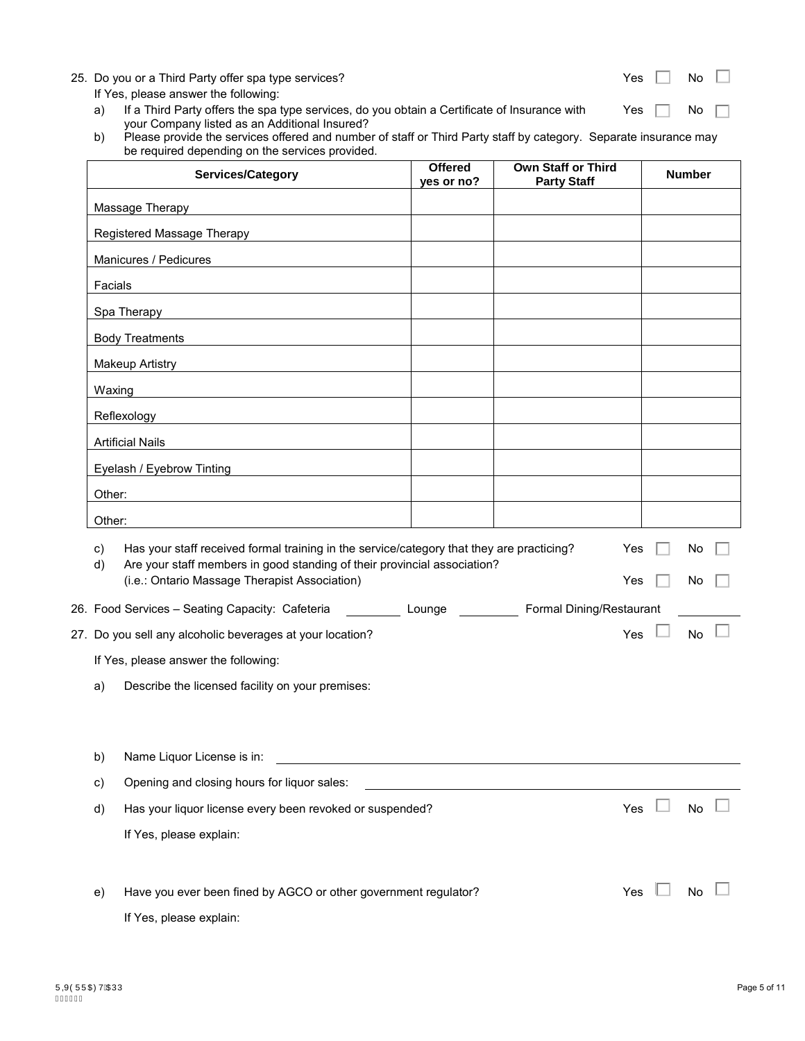25. Do you or a Third Party offer spa type services? Yes ☐ No ☐

If Yes, please answer the following:

a) If a Third Party offers the spa type services, do you obtain a Certificate of Insurance with your Company listed as an Additional Insured? Yes ☐ No ☐

b) Please provide the services offered and number of staff or Third Party staff by category. Separate insurance may be required depending on the services provided.

| Services/Category | Offered yes or no? | Own Staff or Third Party Staff | Number |
|---|---|---|---|
| Massage Therapy | | | |
| Registered Massage Therapy | | | |
| Manicures / Pedicures | | | |
| Facials | | | |
| Spa Therapy | | | |
| Body Treatments | | | |
| Makeup Artistry | | | |
| Waxing | | | |
| Reflexology | | | |
| Artificial Nails | | | |
| Eyelash / Eyebrow Tinting | | | |
| Other: | | | |
| Other: | | | |

c) Has your staff received formal training in the service/category that they are practicing? Yes ☐ No ☐

d) Are your staff members in good standing of their provincial association? (i.e.: Ontario Massage Therapist Association) Yes ☐ No ☐

26. Food Services – Seating Capacity: Cafeteria ________ Lounge ________ Formal Dining/Restaurant ________

27. Do you sell any alcoholic beverages at your location? Yes ☐ No ☐

If Yes, please answer the following:

a) Describe the licensed facility on your premises:

b) Name Liquor License is in: ____________________

c) Opening and closing hours for liquor sales: ____________________

d) Has your liquor license every been revoked or suspended? Yes ☐ No ☐

If Yes, please explain:

e) Have you ever been fined by AGCO or other government regulator? Yes ☐ No ☐

If Yes, please explain: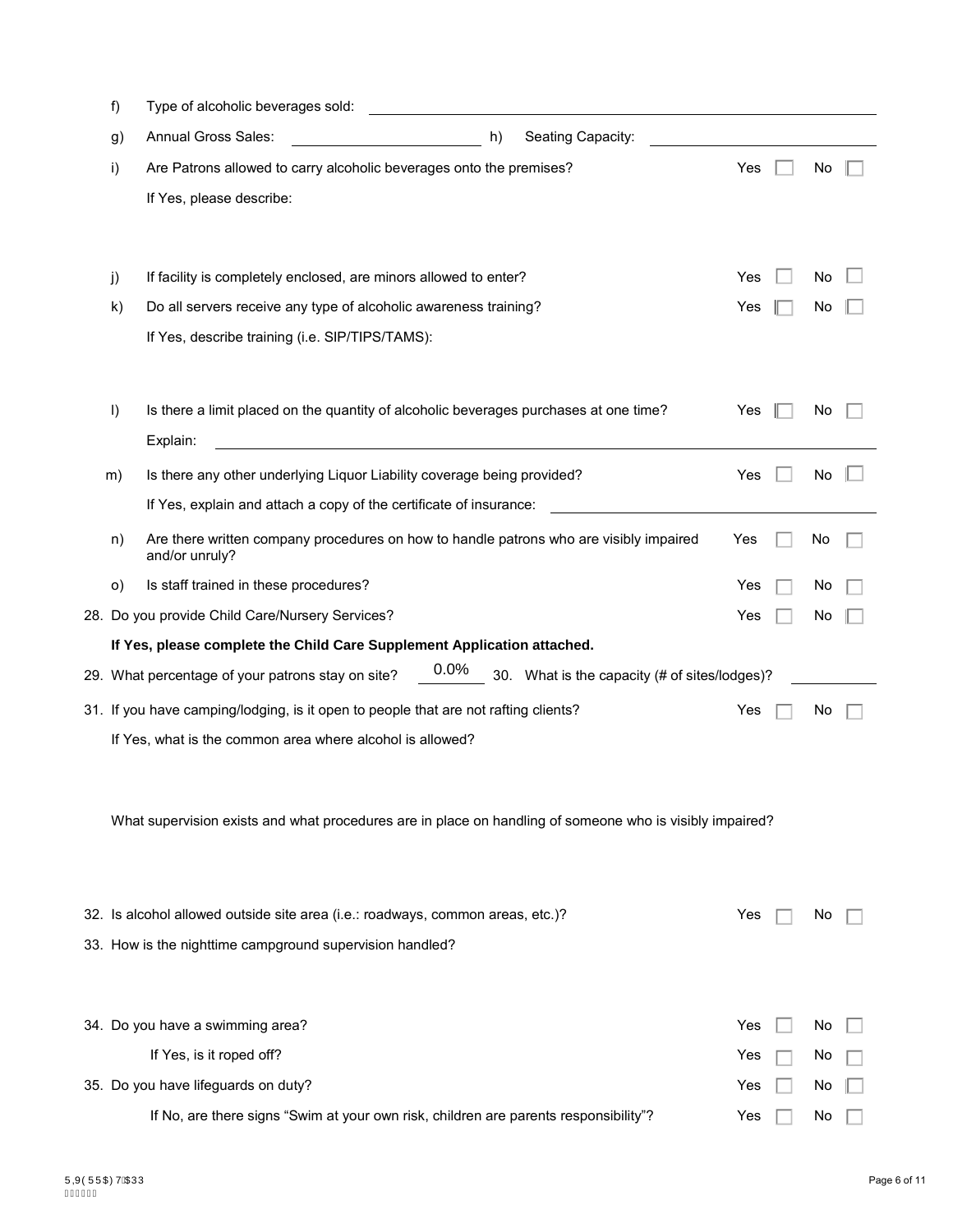f) Type of alcoholic beverages sold: ____________________

g) Annual Gross Sales: ____________________ h) Seating Capacity: ____________________

i) Are Patrons allowed to carry alcoholic beverages onto the premises? Yes ☐ No ☐

If Yes, please describe:

j) If facility is completely enclosed, are minors allowed to enter? Yes ☐ No ☐

k) Do all servers receive any type of alcoholic awareness training? Yes ☐ No ☐

If Yes, describe training (i.e. SIP/TIPS/TAMS):

l) Is there a limit placed on the quantity of alcoholic beverages purchases at one time? Yes ☐ No ☐

Explain: ____________________

m) Is there any other underlying Liquor Liability coverage being provided? Yes ☐ No ☐

If Yes, explain and attach a copy of the certificate of insurance: ____________________

n) Are there written company procedures on how to handle patrons who are visibly impaired and/or unruly? Yes ☐ No ☐

o) Is staff trained in these procedures? Yes ☐ No ☐

28. Do you provide Child Care/Nursery Services? Yes ☐ No ☐

**If Yes, please complete the Child Care Supplement Application attached.**

29. What percentage of your patrons stay on site? 0.0% 30. What is the capacity (# of sites/lodges)? ____________________

31. If you have camping/lodging, is it open to people that are not rafting clients? Yes ☐ No ☐

If Yes, what is the common area where alcohol is allowed?

What supervision exists and what procedures are in place on handling of someone who is visibly impaired?

32. Is alcohol allowed outside site area (i.e.: roadways, common areas, etc.)? Yes ☐ No ☐

33. How is the nighttime campground supervision handled?

34. Do you have a swimming area? Yes ☐ No ☐

If Yes, is it roped off? Yes ☐ No ☐

35. Do you have lifeguards on duty? Yes ☐ No ☐

If No, are there signs "Swim at your own risk, children are parents responsibility"? Yes ☐ No ☐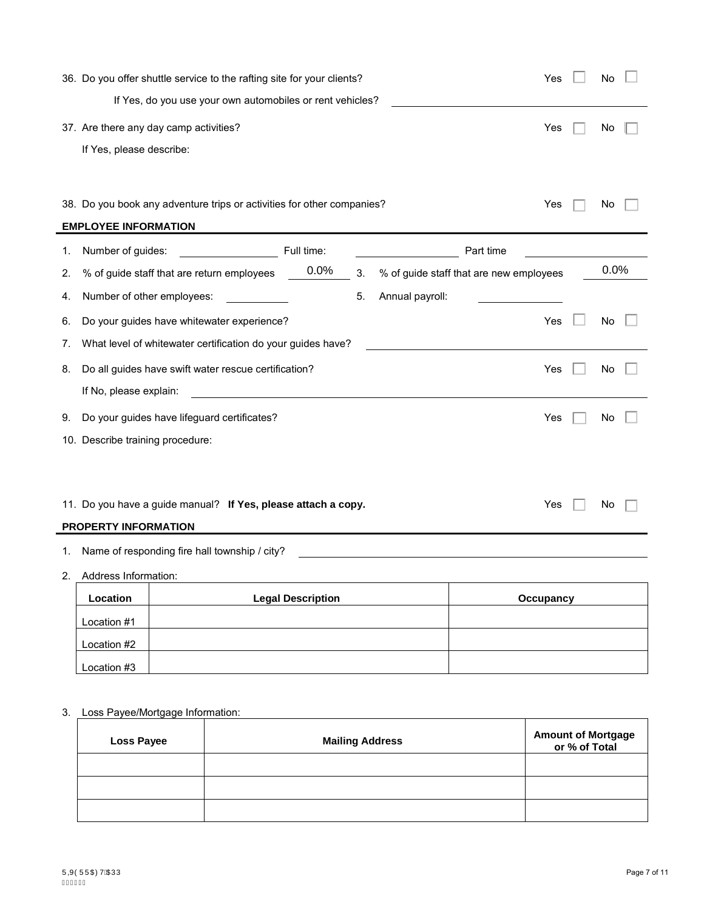36. Do you offer shuttle service to the rafting site for your clients? Yes ☐ No ☐

If Yes, do you use your own automobiles or rent vehicles? ______________________

37. Are there any day camp activities? Yes ☐ No ☐

If Yes, please describe:

38. Do you book any adventure trips or activities for other companies? Yes ☐ No ☐

## EMPLOYEE INFORMATION

1. Number of guides: ____________ Full time: ____________ Part time ____________
2. % of guide staff that are return employees 0.0%
3. % of guide staff that are new employees 0.0%
4. Number of other employees: ____________
5. Annual payroll: ____________
6. Do your guides have whitewater experience? Yes ☐ No ☐
7. What level of whitewater certification do your guides have? ______________________
8. Do all guides have swift water rescue certification? Yes ☐ No ☐

   If No, please explain: ______________________
9. Do your guides have lifeguard certificates? Yes ☐ No ☐
10. Describe training procedure:

11. Do you have a guide manual? **If Yes, please attach a copy.** Yes ☐ No ☐

## PROPERTY INFORMATION

1. Name of responding fire hall township / city? ______________________
2. Address Information:

| Location | Legal Description | Occupancy |
|---|---|---|
| Location #1 | | |
| Location #2 | | |
| Location #3 | | |

3. Loss Payee/Mortgage Information:

| Loss Payee | Mailing Address | Amount of Mortgage or % of Total |
|---|---|---|
| | | |
| | | |
| | | |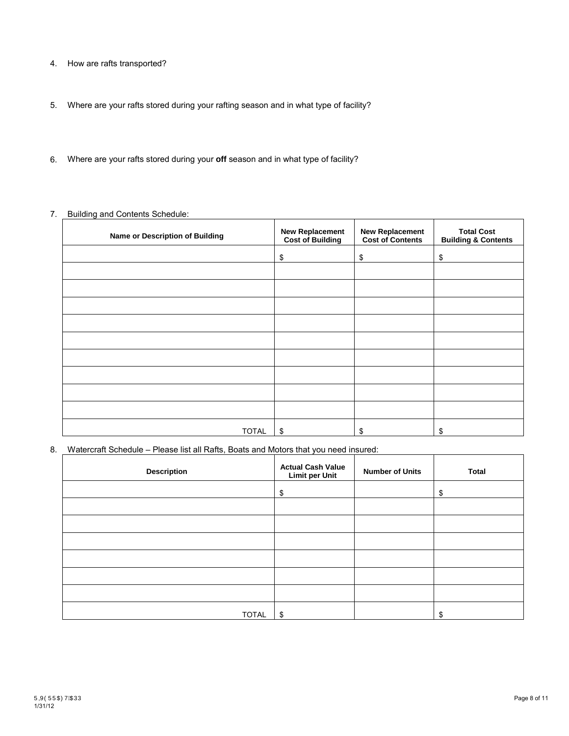4. How are rafts transported?

5. Where are your rafts stored during your rafting season and in what type of facility?

6. Where are your rafts stored during your **off** season and in what type of facility?

7. Building and Contents Schedule:

| Name or Description of Building | New Replacement Cost of Building | New Replacement Cost of Contents | Total Cost Building & Contents |
|---|---|---|---|
| | $ | $ | $ |
| | | | |
| | | | |
| | | | |
| | | | |
| | | | |
| | | | |
| | | | |
| | | | |
| | | | |
| TOTAL | $ | $ | $ |

8. Watercraft Schedule – Please list all Rafts, Boats and Motors that you need insured:

| Description | Actual Cash Value Limit per Unit | Number of Units | Total |
|---|---|---|---|
| | $ | | $ |
| | | | |
| | | | |
| | | | |
| | | | |
| | | | |
| | | | |
| TOTAL | $ | | $ |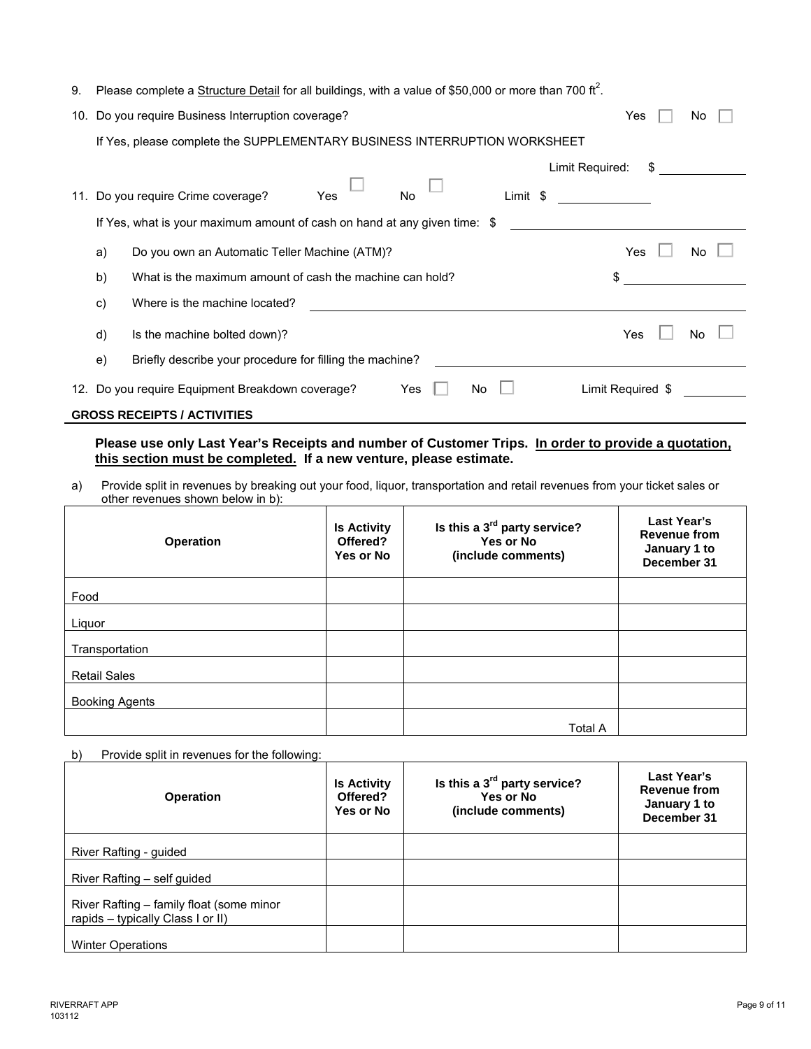9. Please complete a Structure Detail for all buildings, with a value of $50,000 or more than 700 ft$^2$.

10. Do you require Business Interruption coverage? Yes ☐ No ☐

    If Yes, please complete the SUPPLEMENTARY BUSINESS INTERRUPTION WORKSHEET

    Limit Required: $ ____________

11. Do you require Crime coverage? Yes ☐ No ☐ Limit $ ____________

    If Yes, what is your maximum amount of cash on hand at any given time: $ ____________

    a) Do you own an Automatic Teller Machine (ATM)? Yes ☐ No ☐

    b) What is the maximum amount of cash the machine can hold? $ ____________

    c) Where is the machine located? ____________

    d) Is the machine bolted down)? Yes ☐ No ☐

    e) Briefly describe your procedure for filling the machine? ____________

12. Do you require Equipment Breakdown coverage? Yes ☐ No ☐ Limit Required $ ____________

## GROSS RECEIPTS / ACTIVITIES

**Please use only Last Year's Receipts and number of Customer Trips. In order to provide a quotation, this section must be completed. If a new venture, please estimate.**

a) Provide split in revenues by breaking out your food, liquor, transportation and retail revenues from your ticket sales or other revenues shown below in b):

| Operation | Is Activity Offered? Yes or No | Is this a 3rd party service? Yes or No (include comments) | Last Year's Revenue from January 1 to December 31 |
|---|---|---|---|
| Food | | | |
| Liquor | | | |
| Transportation | | | |
| Retail Sales | | | |
| Booking Agents | | | |
| | | Total A | |

b) Provide split in revenues for the following:

| Operation | Is Activity Offered? Yes or No | Is this a 3rd party service? Yes or No (include comments) | Last Year's Revenue from January 1 to December 31 |
|---|---|---|---|
| River Rafting - guided | | | |
| River Rafting – self guided | | | |
| River Rafting – family float (some minor rapids – typically Class I or II) | | | |
| Winter Operations | | | |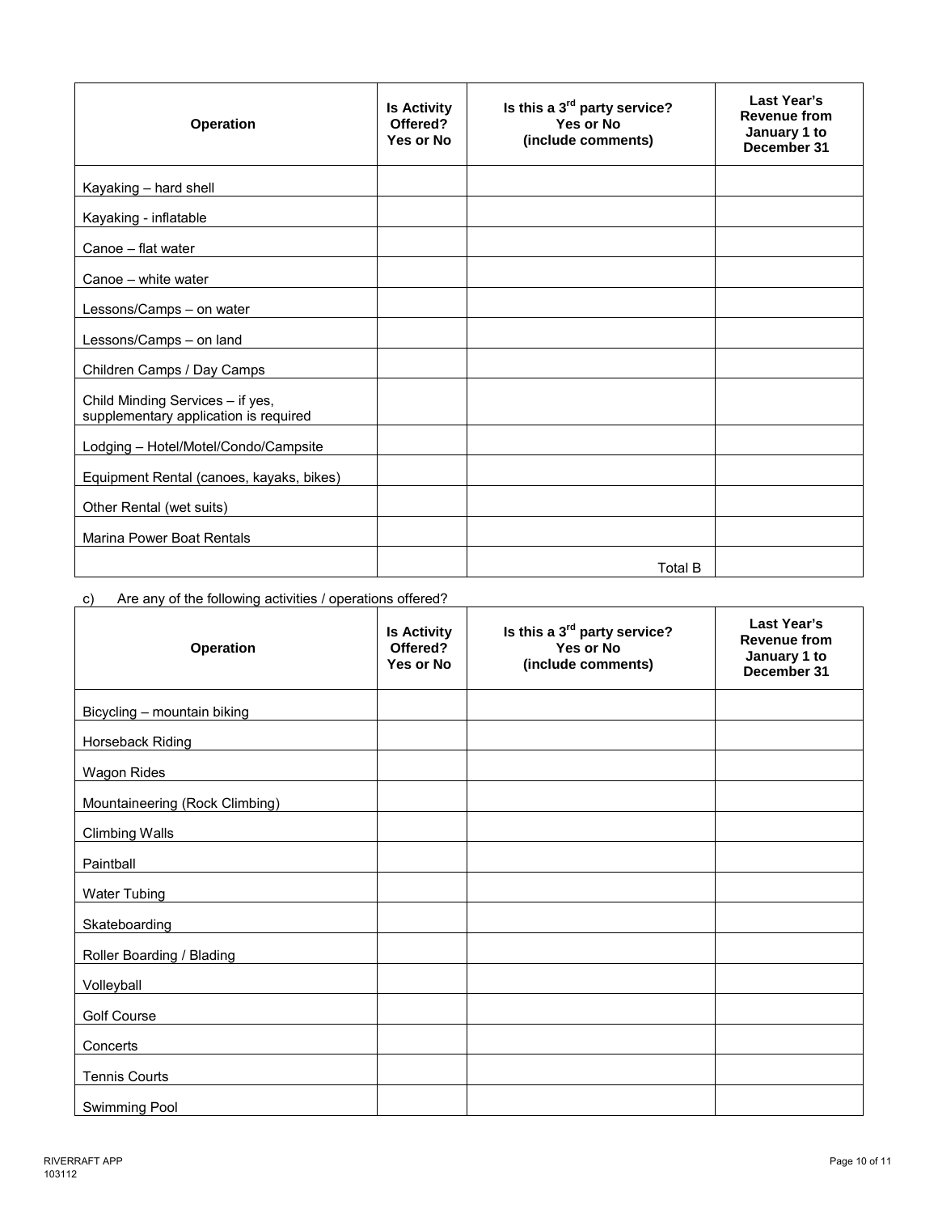| Operation | Is Activity Offered? Yes or No | Is this a 3rd party service? Yes or No (include comments) | Last Year's Revenue from January 1 to December 31 |
|---|---|---|---|
| Kayaking – hard shell | | | |
| Kayaking - inflatable | | | |
| Canoe – flat water | | | |
| Canoe – white water | | | |
| Lessons/Camps – on water | | | |
| Lessons/Camps – on land | | | |
| Children Camps / Day Camps | | | |
| Child Minding Services – if yes, supplementary application is required | | | |
| Lodging – Hotel/Motel/Condo/Campsite | | | |
| Equipment Rental (canoes, kayaks, bikes) | | | |
| Other Rental (wet suits) | | | |
| Marina Power Boat Rentals | | | |
| | | Total B | |

c) Are any of the following activities / operations offered?

| Operation | Is Activity Offered? Yes or No | Is this a 3rd party service? Yes or No (include comments) | Last Year's Revenue from January 1 to December 31 |
|---|---|---|---|
| Bicycling – mountain biking | | | |
| Horseback Riding | | | |
| Wagon Rides | | | |
| Mountaineering (Rock Climbing) | | | |
| Climbing Walls | | | |
| Paintball | | | |
| Water Tubing | | | |
| Skateboarding | | | |
| Roller Boarding / Blading | | | |
| Volleyball | | | |
| Golf Course | | | |
| Concerts | | | |
| Tennis Courts | | | |
| Swimming Pool | | | |

RIVERRAFT APP
103112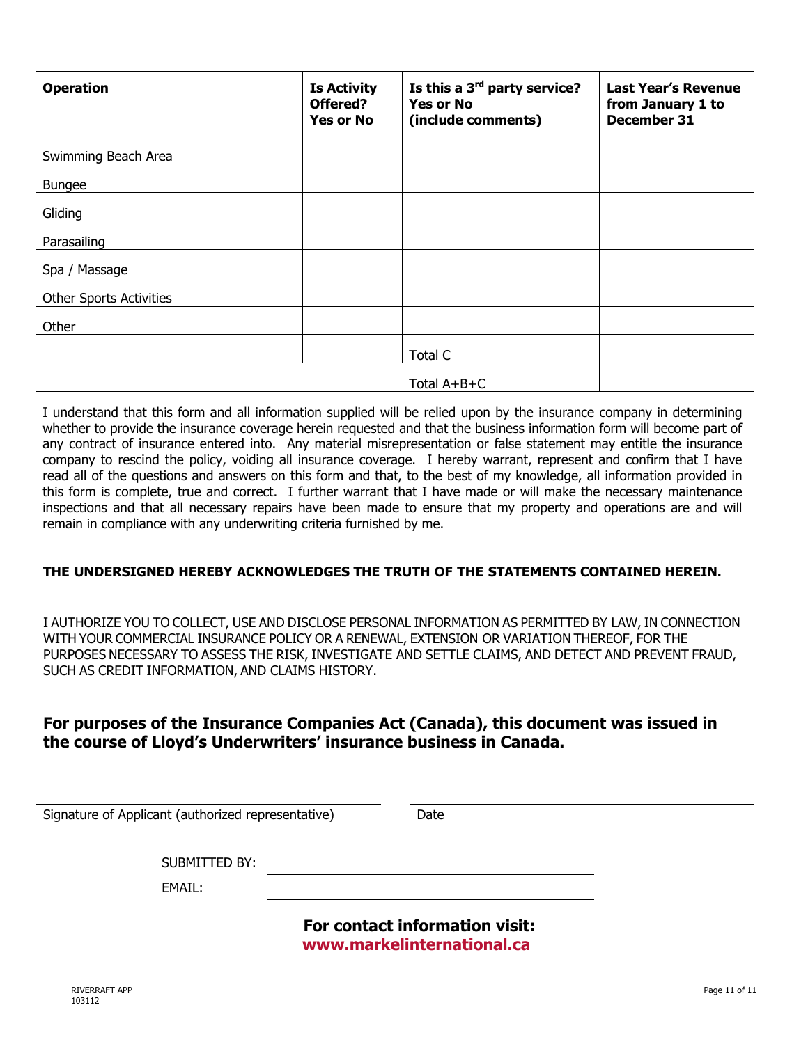| Operation | Is Activity Offered? Yes or No | Is this a 3rd party service? Yes or No (include comments) | Last Year's Revenue from January 1 to December 31 |
|---|---|---|---|
| Swimming Beach Area | | | |
| Bungee | | | |
| Gliding | | | |
| Parasailing | | | |
| Spa / Massage | | | |
| Other Sports Activities | | | |
| Other | | | |
| | | Total C | |
| | | Total A+B+C | |

I understand that this form and all information supplied will be relied upon by the insurance company in determining whether to provide the insurance coverage herein requested and that the business information form will become part of any contract of insurance entered into. Any material misrepresentation or false statement may entitle the insurance company to rescind the policy, voiding all insurance coverage. I hereby warrant, represent and confirm that I have read all of the questions and answers on this form and that, to the best of my knowledge, all information provided in this form is complete, true and correct. I further warrant that I have made or will make the necessary maintenance inspections and that all necessary repairs have been made to ensure that my property and operations are and will remain in compliance with any underwriting criteria furnished by me.

**THE UNDERSIGNED HEREBY ACKNOWLEDGES THE TRUTH OF THE STATEMENTS CONTAINED HEREIN.**

I AUTHORIZE YOU TO COLLECT, USE AND DISCLOSE PERSONAL INFORMATION AS PERMITTED BY LAW, IN CONNECTION WITH YOUR COMMERCIAL INSURANCE POLICY OR A RENEWAL, EXTENSION OR VARIATION THEREOF, FOR THE PURPOSES NECESSARY TO ASSESS THE RISK, INVESTIGATE AND SETTLE CLAIMS, AND DETECT AND PREVENT FRAUD, SUCH AS CREDIT INFORMATION, AND CLAIMS HISTORY.

**For purposes of the Insurance Companies Act (Canada), this document was issued in the course of Lloyd's Underwriters' insurance business in Canada.**

Signature of Applicant (authorized representative) ____________________ Date ____________________

SUBMITTED BY: ____________________

EMAIL: ____________________

**For contact information visit:**
**www.markelinternational.ca**

RIVERRAFT APP
103112